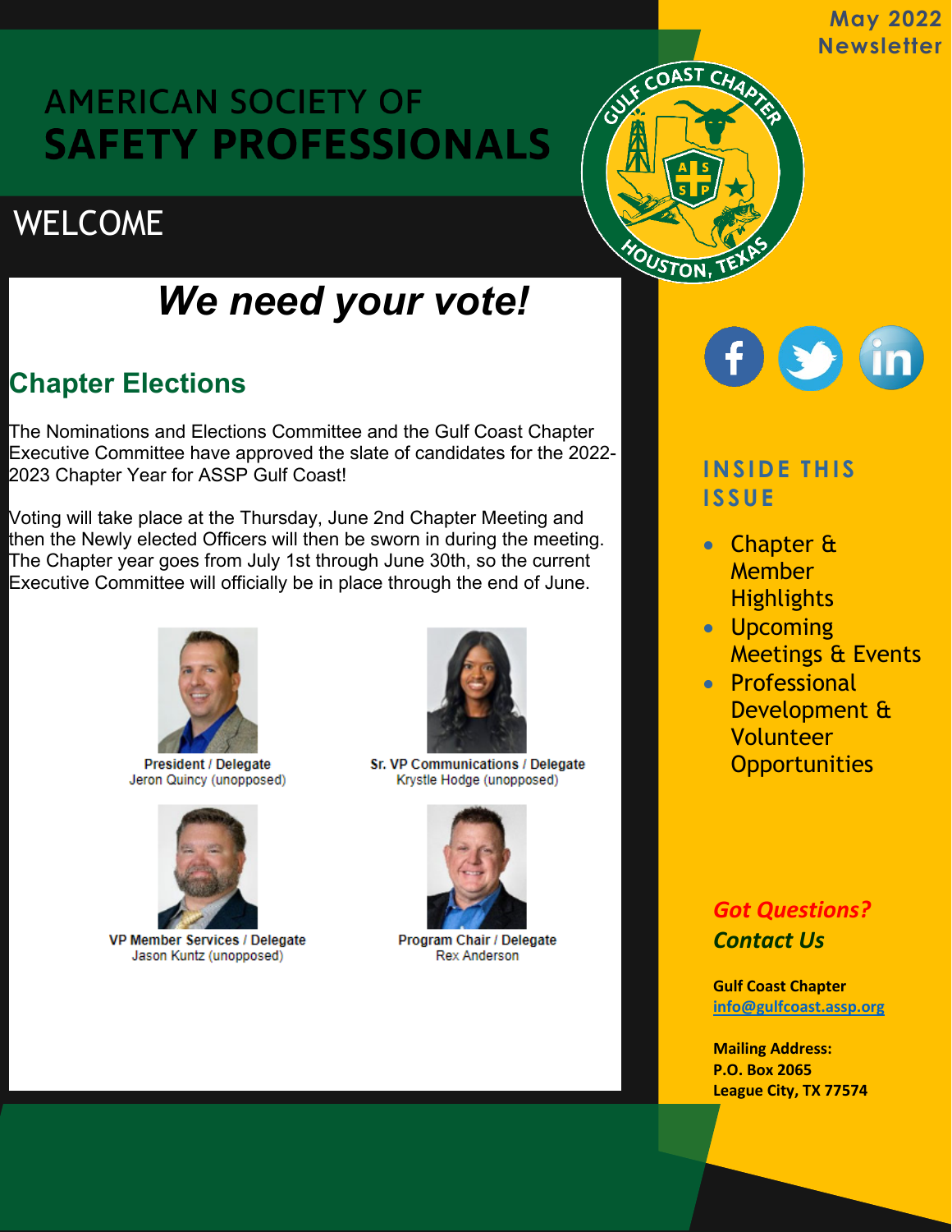May 2022 Newsletter

# AMERICAN SOCIETY OF SAFETY PROFESSIONALS

WELCOME

# *We need your vote!*

## Chapter Elections

The Nominations and Elections Committee and the Gulf Coast Chapter Executive Committee have approved the slate of candidates for the 2022-2023 Chapter Year for ASSP Gulf Coast!

Voting will take place at the Thursday, June 2nd Chapter Meeting and then the Newly elected Officers will then be sworn in during the meeting. The Chapter year goes from July 1st through June 30th, so the current Executive Committee will officially be in place through the end of June.

**President / Delegate**
Jeron Quincy (unopposed)

**Sr. VP Communications / Delegate**
Krystle Hodge (unopposed)

**VP Member Services / Delegate**
Jason Kuntz (unopposed)

**Program Chair / Delegate**
Rex Anderson

### INSIDE THIS ISSUE

- Chapter & Member Highlights
- Upcoming Meetings & Events
- Professional Development & Volunteer Opportunities

***Got Questions? Contact Us***

**Gulf Coast Chapter**
**info@gulfcoast.assp.org**

**Mailing Address:**
**P.O. Box 2065**
**League City, TX 77574**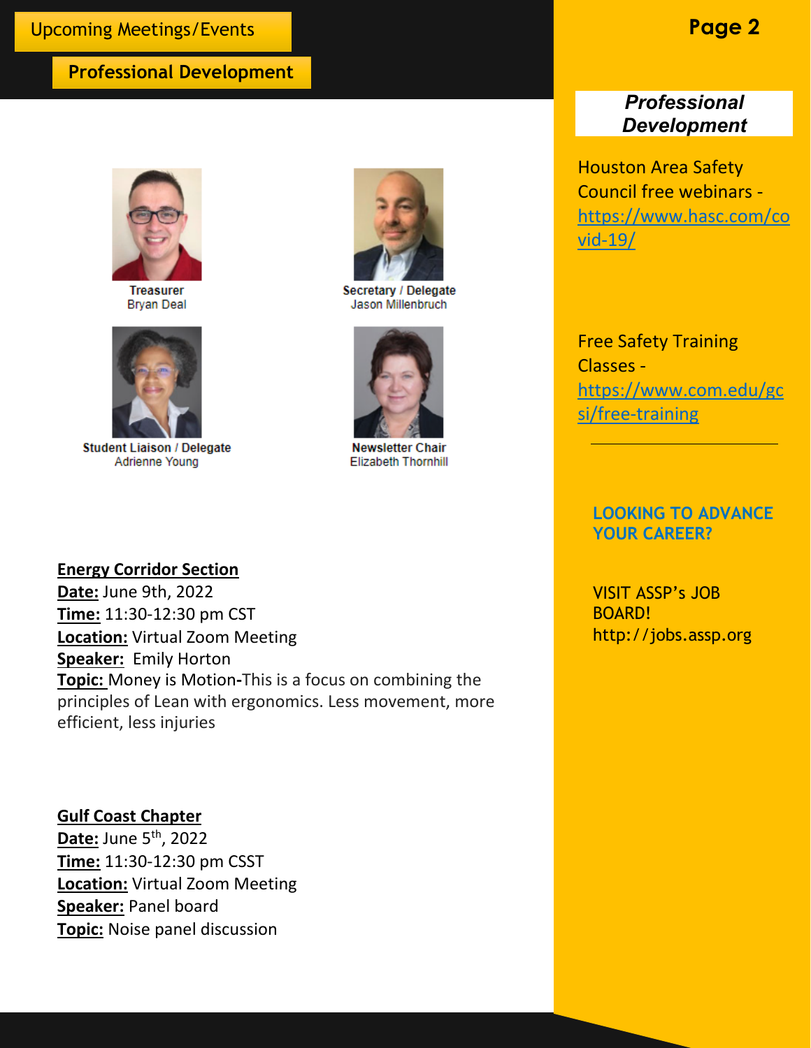## Upcoming Meetings/Events

### Professional Development

Treasurer
Bryan Deal

Secretary / Delegate
Jason Millenbruch

Student Liaison / Delegate
Adrienne Young

Newsletter Chair
Elizabeth Thornhill

**Energy Corridor Section**
**Date:** June 9th, 2022
**Time:** 11:30-12:30 pm CST
**Location:** Virtual Zoom Meeting
**Speaker:** Emily Horton
**Topic:** Money is Motion-This is a focus on combining the principles of Lean with ergonomics. Less movement, more efficient, less injuries

**Gulf Coast Chapter**
**Date:** June 5th, 2022
**Time:** 11:30-12:30 pm CSST
**Location:** Virtual Zoom Meeting
**Speaker:** Panel board
**Topic:** Noise panel discussion

### *Professional Development*

Houston Area Safety Council free webinars - https://www.hasc.com/covid-19/

Free Safety Training Classes - https://www.com.edu/gcsi/free-training

---

**LOOKING TO ADVANCE YOUR CAREER?**

VISIT ASSP's JOB BOARD! http://jobs.assp.org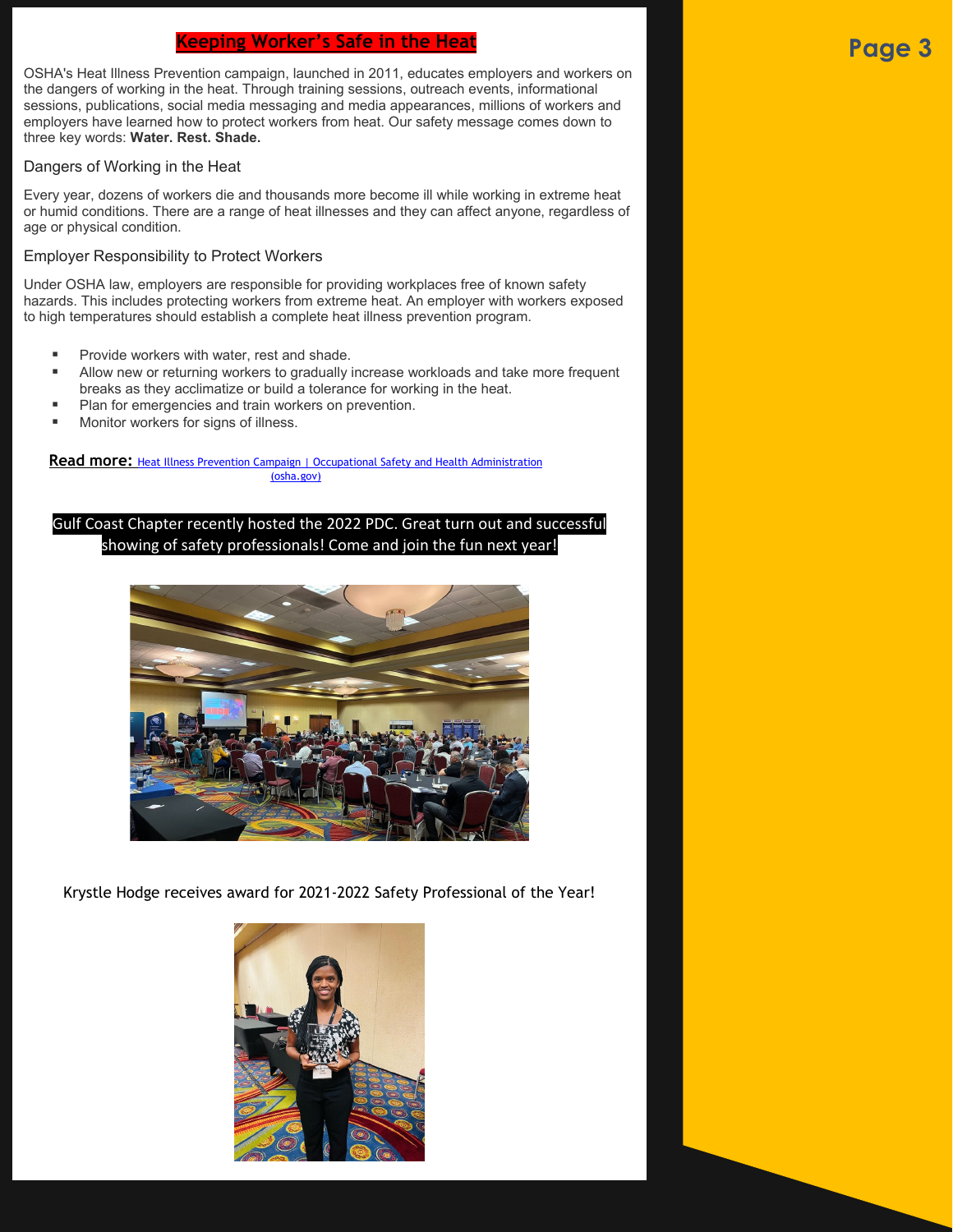# Keeping Worker's Safe in the Heat

OSHA's Heat Illness Prevention campaign, launched in 2011, educates employers and workers on the dangers of working in the heat. Through training sessions, outreach events, informational sessions, publications, social media messaging and media appearances, millions of workers and employers have learned how to protect workers from heat. Our safety message comes down to three key words: **Water. Rest. Shade.**

## Dangers of Working in the Heat

Every year, dozens of workers die and thousands more become ill while working in extreme heat or humid conditions. There are a range of heat illnesses and they can affect anyone, regardless of age or physical condition.

## Employer Responsibility to Protect Workers

Under OSHA law, employers are responsible for providing workplaces free of known safety hazards. This includes protecting workers from extreme heat. An employer with workers exposed to high temperatures should establish a complete heat illness prevention program.

- Provide workers with water, rest and shade.
- Allow new or returning workers to gradually increase workloads and take more frequent breaks as they acclimatize or build a tolerance for working in the heat.
- Plan for emergencies and train workers on prevention.
- Monitor workers for signs of illness.

**Read more:** Heat Illness Prevention Campaign | Occupational Safety and Health Administration (osha.gov)

Gulf Coast Chapter recently hosted the 2022 PDC. Great turn out and successful showing of safety professionals! Come and join the fun next year!

Krystle Hodge receives award for 2021-2022 Safety Professional of the Year!